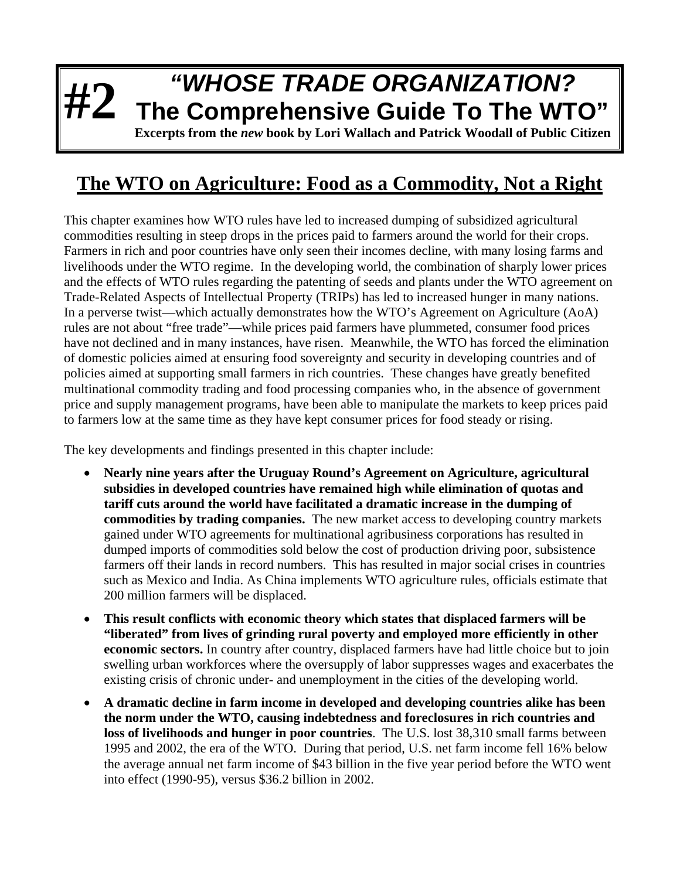# #2 *"WHOSE TRADE ORGANIZATION?* The Comprehensive Guide To The WTO"

**Excerpts from the *new* book by Lori Wallach and Patrick Woodall of Public Citizen**

## The WTO on Agriculture: Food as a Commodity, Not a Right

This chapter examines how WTO rules have led to increased dumping of subsidized agricultural commodities resulting in steep drops in the prices paid to farmers around the world for their crops. Farmers in rich and poor countries have only seen their incomes decline, with many losing farms and livelihoods under the WTO regime. In the developing world, the combination of sharply lower prices and the effects of WTO rules regarding the patenting of seeds and plants under the WTO agreement on Trade-Related Aspects of Intellectual Property (TRIPs) has led to increased hunger in many nations. In a perverse twist—which actually demonstrates how the WTO's Agreement on Agriculture (AoA) rules are not about "free trade"—while prices paid farmers have plummeted, consumer food prices have not declined and in many instances, have risen. Meanwhile, the WTO has forced the elimination of domestic policies aimed at ensuring food sovereignty and security in developing countries and of policies aimed at supporting small farmers in rich countries. These changes have greatly benefited multinational commodity trading and food processing companies who, in the absence of government price and supply management programs, have been able to manipulate the markets to keep prices paid to farmers low at the same time as they have kept consumer prices for food steady or rising.

The key developments and findings presented in this chapter include:

- **Nearly nine years after the Uruguay Round's Agreement on Agriculture, agricultural subsidies in developed countries have remained high while elimination of quotas and tariff cuts around the world have facilitated a dramatic increase in the dumping of commodities by trading companies.** The new market access to developing country markets gained under WTO agreements for multinational agribusiness corporations has resulted in dumped imports of commodities sold below the cost of production driving poor, subsistence farmers off their lands in record numbers. This has resulted in major social crises in countries such as Mexico and India. As China implements WTO agriculture rules, officials estimate that 200 million farmers will be displaced.
- **This result conflicts with economic theory which states that displaced farmers will be "liberated" from lives of grinding rural poverty and employed more efficiently in other economic sectors.** In country after country, displaced farmers have had little choice but to join swelling urban workforces where the oversupply of labor suppresses wages and exacerbates the existing crisis of chronic under- and unemployment in the cities of the developing world.
- **A dramatic decline in farm income in developed and developing countries alike has been the norm under the WTO, causing indebtedness and foreclosures in rich countries and loss of livelihoods and hunger in poor countries**. The U.S. lost 38,310 small farms between 1995 and 2002, the era of the WTO. During that period, U.S. net farm income fell 16% below the average annual net farm income of $43 billion in the five year period before the WTO went into effect (1990-95), versus $36.2 billion in 2002.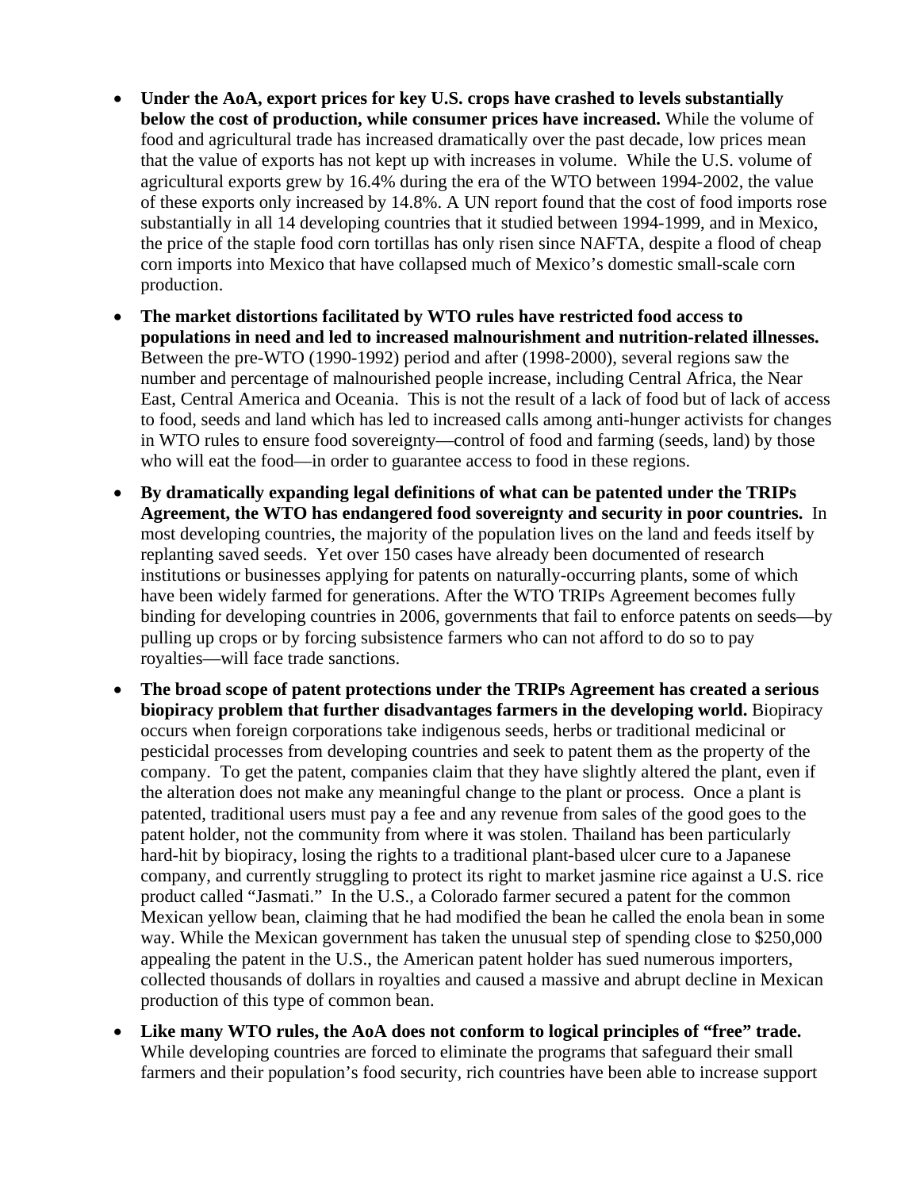- **Under the AoA, export prices for key U.S. crops have crashed to levels substantially below the cost of production, while consumer prices have increased.** While the volume of food and agricultural trade has increased dramatically over the past decade, low prices mean that the value of exports has not kept up with increases in volume. While the U.S. volume of agricultural exports grew by 16.4% during the era of the WTO between 1994-2002, the value of these exports only increased by 14.8%. A UN report found that the cost of food imports rose substantially in all 14 developing countries that it studied between 1994-1999, and in Mexico, the price of the staple food corn tortillas has only risen since NAFTA, despite a flood of cheap corn imports into Mexico that have collapsed much of Mexico's domestic small-scale corn production.

- **The market distortions facilitated by WTO rules have restricted food access to populations in need and led to increased malnourishment and nutrition-related illnesses.** Between the pre-WTO (1990-1992) period and after (1998-2000), several regions saw the number and percentage of malnourished people increase, including Central Africa, the Near East, Central America and Oceania. This is not the result of a lack of food but of lack of access to food, seeds and land which has led to increased calls among anti-hunger activists for changes in WTO rules to ensure food sovereignty—control of food and farming (seeds, land) by those who will eat the food—in order to guarantee access to food in these regions.

- **By dramatically expanding legal definitions of what can be patented under the TRIPs Agreement, the WTO has endangered food sovereignty and security in poor countries.** In most developing countries, the majority of the population lives on the land and feeds itself by replanting saved seeds. Yet over 150 cases have already been documented of research institutions or businesses applying for patents on naturally-occurring plants, some of which have been widely farmed for generations. After the WTO TRIPs Agreement becomes fully binding for developing countries in 2006, governments that fail to enforce patents on seeds—by pulling up crops or by forcing subsistence farmers who can not afford to do so to pay royalties—will face trade sanctions.

- **The broad scope of patent protections under the TRIPs Agreement has created a serious biopiracy problem that further disadvantages farmers in the developing world.** Biopiracy occurs when foreign corporations take indigenous seeds, herbs or traditional medicinal or pesticidal processes from developing countries and seek to patent them as the property of the company. To get the patent, companies claim that they have slightly altered the plant, even if the alteration does not make any meaningful change to the plant or process. Once a plant is patented, traditional users must pay a fee and any revenue from sales of the good goes to the patent holder, not the community from where it was stolen. Thailand has been particularly hard-hit by biopiracy, losing the rights to a traditional plant-based ulcer cure to a Japanese company, and currently struggling to protect its right to market jasmine rice against a U.S. rice product called "Jasmati." In the U.S., a Colorado farmer secured a patent for the common Mexican yellow bean, claiming that he had modified the bean he called the enola bean in some way. While the Mexican government has taken the unusual step of spending close to $250,000 appealing the patent in the U.S., the American patent holder has sued numerous importers, collected thousands of dollars in royalties and caused a massive and abrupt decline in Mexican production of this type of common bean.

- **Like many WTO rules, the AoA does not conform to logical principles of "free" trade.** While developing countries are forced to eliminate the programs that safeguard their small farmers and their population's food security, rich countries have been able to increase support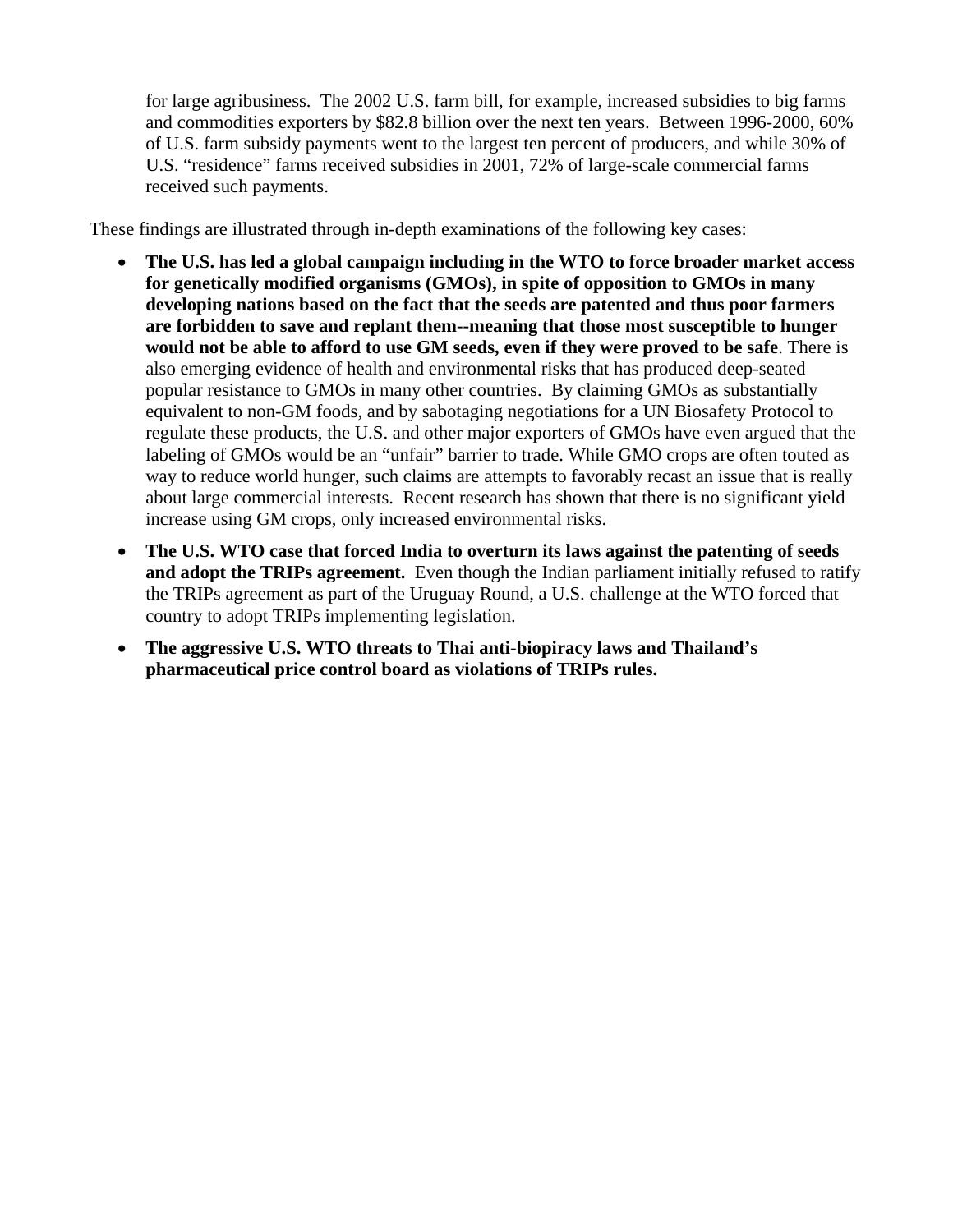for large agribusiness. The 2002 U.S. farm bill, for example, increased subsidies to big farms and commodities exporters by $82.8 billion over the next ten years. Between 1996-2000, 60% of U.S. farm subsidy payments went to the largest ten percent of producers, and while 30% of U.S. "residence" farms received subsidies in 2001, 72% of large-scale commercial farms received such payments.

These findings are illustrated through in-depth examinations of the following key cases:

- **The U.S. has led a global campaign including in the WTO to force broader market access for genetically modified organisms (GMOs), in spite of opposition to GMOs in many developing nations based on the fact that the seeds are patented and thus poor farmers are forbidden to save and replant them--meaning that those most susceptible to hunger would not be able to afford to use GM seeds, even if they were proved to be safe**. There is also emerging evidence of health and environmental risks that has produced deep-seated popular resistance to GMOs in many other countries. By claiming GMOs as substantially equivalent to non-GM foods, and by sabotaging negotiations for a UN Biosafety Protocol to regulate these products, the U.S. and other major exporters of GMOs have even argued that the labeling of GMOs would be an "unfair" barrier to trade. While GMO crops are often touted as way to reduce world hunger, such claims are attempts to favorably recast an issue that is really about large commercial interests. Recent research has shown that there is no significant yield increase using GM crops, only increased environmental risks.
- **The U.S. WTO case that forced India to overturn its laws against the patenting of seeds and adopt the TRIPs agreement.** Even though the Indian parliament initially refused to ratify the TRIPs agreement as part of the Uruguay Round, a U.S. challenge at the WTO forced that country to adopt TRIPs implementing legislation.
- **The aggressive U.S. WTO threats to Thai anti-biopiracy laws and Thailand's pharmaceutical price control board as violations of TRIPs rules.**